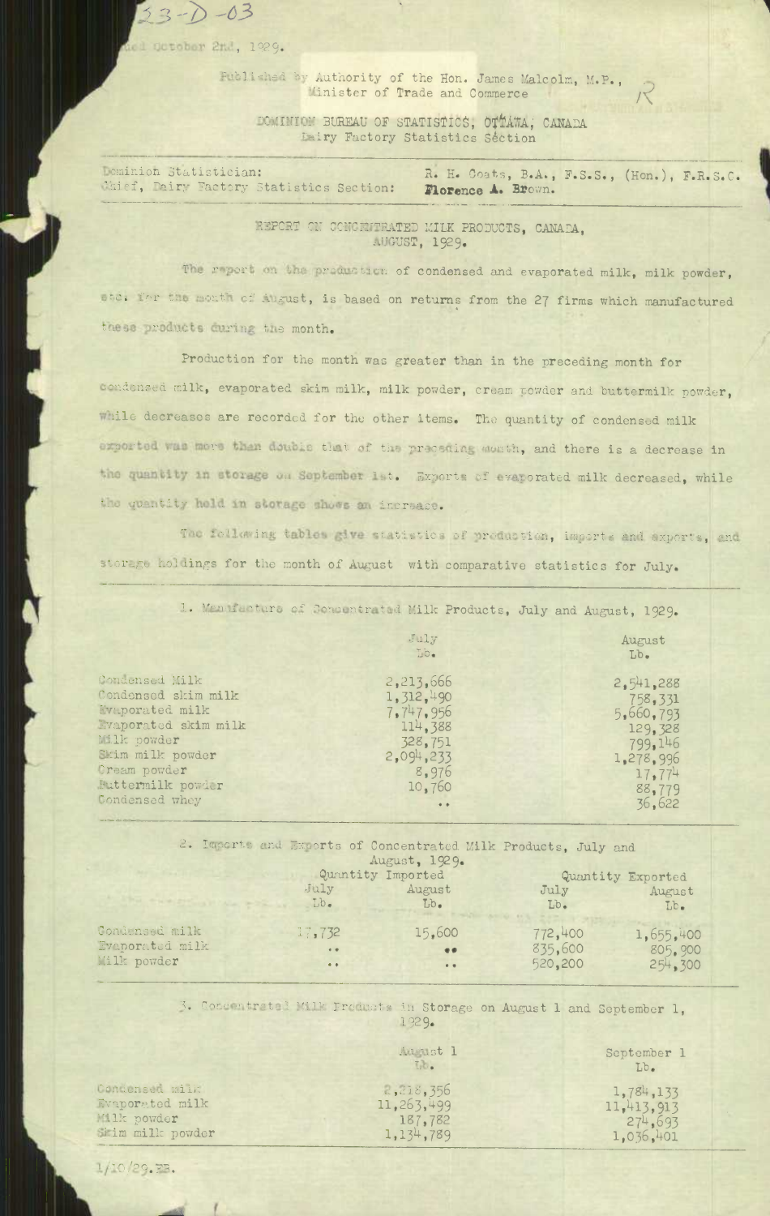23-D-03

Issued October 2nd, 1929.

Published by Authority of the Hon. James Malcolm, M.P., Minister of Trade and Commerce

R

DOMINION BUREAU OF STATISTICS, OTTAWA, CANADA
Dairy Factory Statistics Section

Dominion Statistician: R. H. Coats, B.A., F.S.S., (Hon.), F.R.S.C.
Chief, Dairy Factory Statistics Section: Florence A. Brown.

## REPORT ON CONCENTRATED MILK PRODUCTS, CANADA, AUGUST, 1929.

The report on the production of condensed and evaporated milk, milk powder, etc. for the month of August, is based on returns from the 27 firms which manufactured these products during the month.

Production for the month was greater than in the preceding month for condensed milk, evaporated skim milk, milk powder, cream powder and buttermilk powder, while decreases are recorded for the other items. The quantity of condensed milk exported was more than double that of the preceding month, and there is a decrease in the quantity in storage on September 1st. Exports of evaporated milk decreased, while the quantity held in storage shows an increase.

The following tables give statistics of production, imports and exports, and storage holdings for the month of August with comparative statistics for July.

1. Manufacture of Concentrated Milk Products, July and August, 1929.

| | July Lb. | August Lb. |
|---|---|---|
| Condensed Milk | 2,213,666 | 2,541,288 |
| Condensed skim milk | 1,312,490 | 758,331 |
| Evaporated milk | 7,747,956 | 5,660,793 |
| Evaporated skim milk | 114,388 | 129,328 |
| Milk powder | 328,751 | 799,146 |
| Skim milk powder | 2,094,233 | 1,278,996 |
| Cream powder | 8,976 | 17,774 |
| Buttermilk powder | 10,760 | 88,779 |
| Condensed whey | .. | 36,622 |

2. Imports and Exports of Concentrated Milk Products, July and August, 1929.

| | Quantity Imported | | Quantity Exported | |
|---|---|---|---|---|
| | July Lb. | August Lb. | July Lb. | August Lb. |
| Condensed milk | 17,732 | 15,600 | 772,400 | 1,655,400 |
| Evaporated milk | .. | .. | 835,600 | 805,900 |
| Milk powder | .. | .. | 520,200 | 254,300 |

3. Concentrated Milk Products in Storage on August 1 and September 1, 1929.

| | August 1 Lb. | September 1 Lb. |
|---|---|---|
| Condensed milk | 2,218,356 | 1,784,133 |
| Evaporated milk | 11,263,499 | 11,413,913 |
| Milk powder | 187,782 | 274,693 |
| Skim milk powder | 1,134,789 | 1,036,401 |

1/10/29.EB.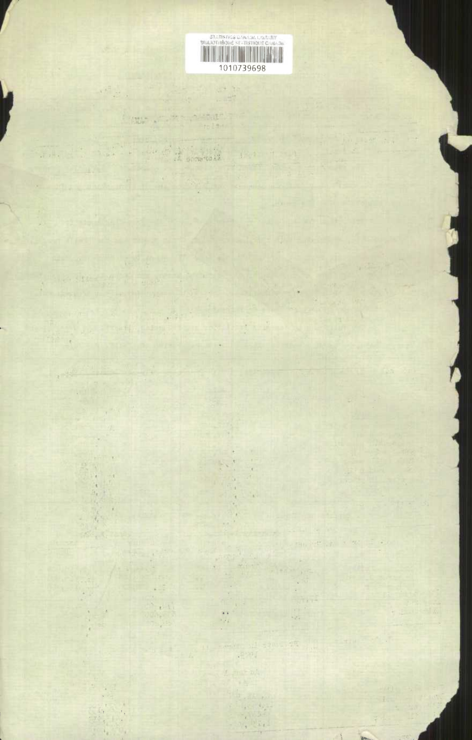STATISTICS CANADA LIBRARY
BIBLIOTHÈQUE STATISTIQUE CANADA

1010739698